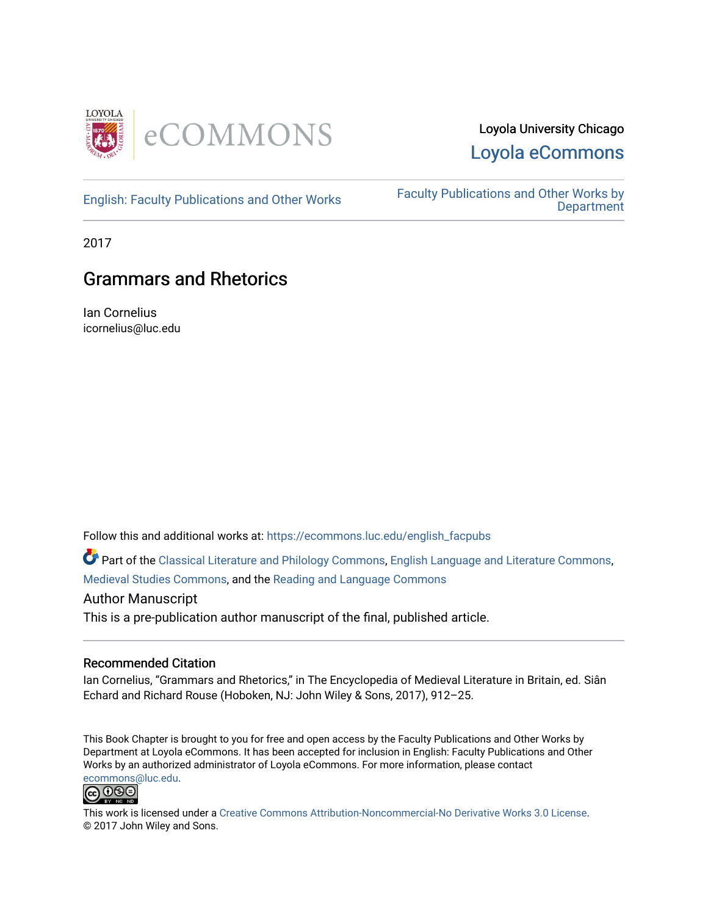Loyola University Chicago

Loyola eCommons

English: Faculty Publications and Other Works

Faculty Publications and Other Works by Department

2017

# Grammars and Rhetorics

Ian Cornelius

icornelius@luc.edu

Follow this and additional works at: https://ecommons.luc.edu/english_facpubs

Part of the Classical Literature and Philology Commons, English Language and Literature Commons, Medieval Studies Commons, and the Reading and Language Commons

Author Manuscript

This is a pre-publication author manuscript of the final, published article.

## Recommended Citation

Ian Cornelius, "Grammars and Rhetorics," in The Encyclopedia of Medieval Literature in Britain, ed. Siân Echard and Richard Rouse (Hoboken, NJ: John Wiley & Sons, 2017), 912–25.

This Book Chapter is brought to you for free and open access by the Faculty Publications and Other Works by Department at Loyola eCommons. It has been accepted for inclusion in English: Faculty Publications and Other Works by an authorized administrator of Loyola eCommons. For more information, please contact ecommons@luc.edu.

This work is licensed under a Creative Commons Attribution-Noncommercial-No Derivative Works 3.0 License.

© 2017 John Wiley and Sons.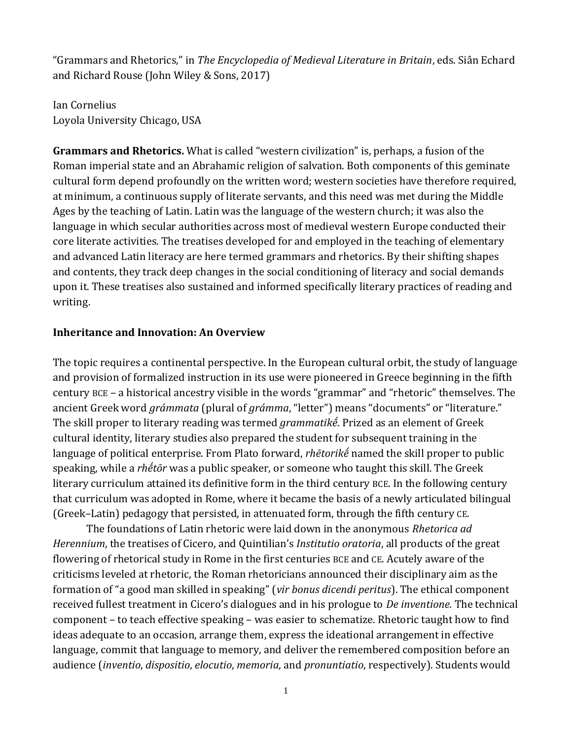"Grammars and Rhetorics," in *The Encyclopedia of Medieval Literature in Britain*, eds. Siân Echard and Richard Rouse (John Wiley & Sons, 2017)

Ian Cornelius
Loyola University Chicago, USA

**Grammars and Rhetorics.** What is called "western civilization" is, perhaps, a fusion of the Roman imperial state and an Abrahamic religion of salvation. Both components of this geminate cultural form depend profoundly on the written word; western societies have therefore required, at minimum, a continuous supply of literate servants, and this need was met during the Middle Ages by the teaching of Latin. Latin was the language of the western church; it was also the language in which secular authorities across most of medieval western Europe conducted their core literate activities. The treatises developed for and employed in the teaching of elementary and advanced Latin literacy are here termed grammars and rhetorics. By their shifting shapes and contents, they track deep changes in the social conditioning of literacy and social demands upon it. These treatises also sustained and informed specifically literary practices of reading and writing.

## Inheritance and Innovation: An Overview

The topic requires a continental perspective. In the European cultural orbit, the study of language and provision of formalized instruction in its use were pioneered in Greece beginning in the fifth century BCE – a historical ancestry visible in the words "grammar" and "rhetoric" themselves. The ancient Greek word *grámmata* (plural of *grámma*, "letter") means "documents" or "literature." The skill proper to literary reading was termed *grammatikḗ*. Prized as an element of Greek cultural identity, literary studies also prepared the student for subsequent training in the language of political enterprise. From Plato forward, *rhētorikḗ* named the skill proper to public speaking, while a *rhḗtōr* was a public speaker, or someone who taught this skill. The Greek literary curriculum attained its definitive form in the third century BCE. In the following century that curriculum was adopted in Rome, where it became the basis of a newly articulated bilingual (Greek–Latin) pedagogy that persisted, in attenuated form, through the fifth century CE.

The foundations of Latin rhetoric were laid down in the anonymous *Rhetorica ad Herennium*, the treatises of Cicero, and Quintilian's *Institutio oratoria*, all products of the great flowering of rhetorical study in Rome in the first centuries BCE and CE. Acutely aware of the criticisms leveled at rhetoric, the Roman rhetoricians announced their disciplinary aim as the formation of "a good man skilled in speaking" (*vir bonus dicendi peritus*). The ethical component received fullest treatment in Cicero's dialogues and in his prologue to *De inventione.* The technical component – to teach effective speaking – was easier to schematize. Rhetoric taught how to find ideas adequate to an occasion, arrange them, express the ideational arrangement in effective language, commit that language to memory, and deliver the remembered composition before an audience (*inventio*, *dispositio*, *elocutio*, *memoria*, and *pronuntiatio*, respectively). Students would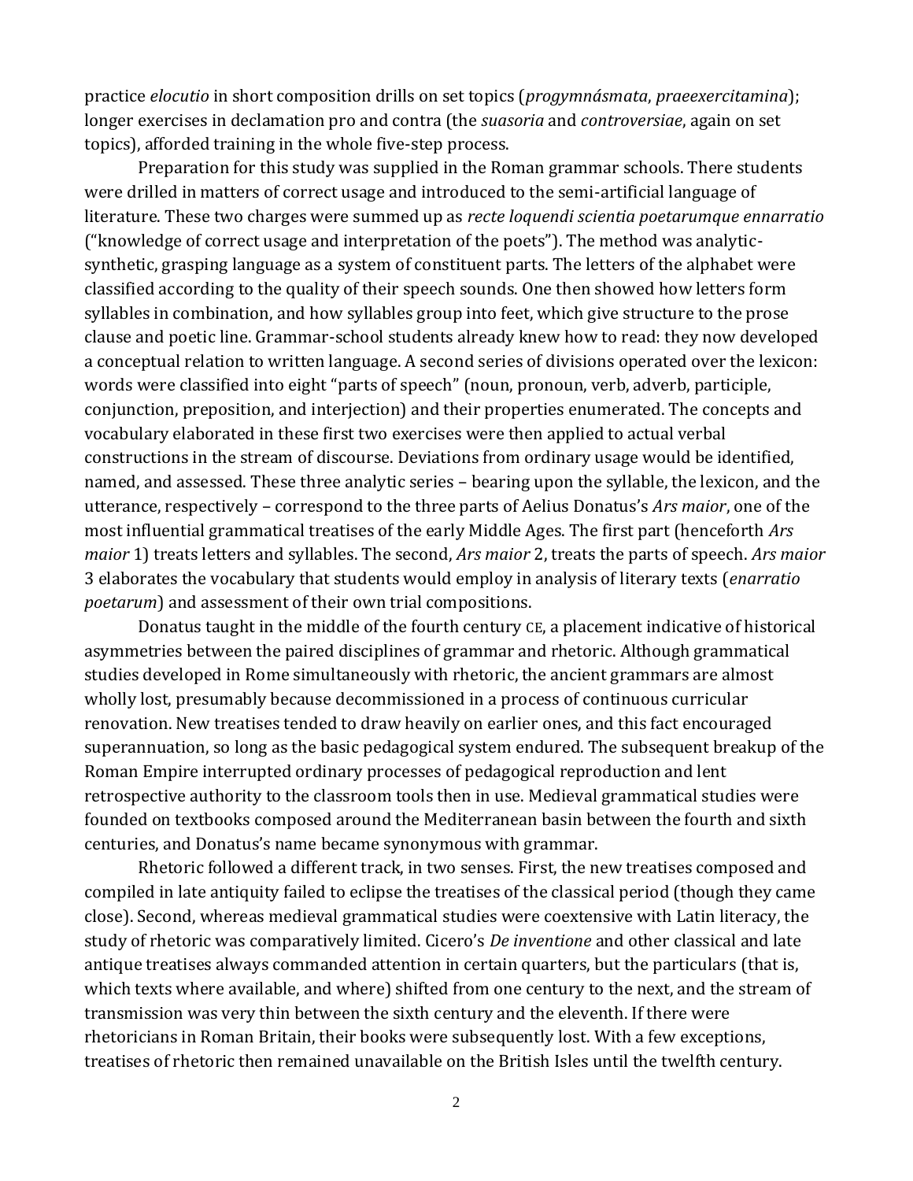practice *elocutio* in short composition drills on set topics (*progymnásmata*, *praeexercitamina*); longer exercises in declamation pro and contra (the *suasoria* and *controversiae*, again on set topics), afforded training in the whole five-step process.

Preparation for this study was supplied in the Roman grammar schools. There students were drilled in matters of correct usage and introduced to the semi-artificial language of literature. These two charges were summed up as *recte loquendi scientia poetarumque ennarratio* ("knowledge of correct usage and interpretation of the poets"). The method was analytic-synthetic, grasping language as a system of constituent parts. The letters of the alphabet were classified according to the quality of their speech sounds. One then showed how letters form syllables in combination, and how syllables group into feet, which give structure to the prose clause and poetic line. Grammar-school students already knew how to read: they now developed a conceptual relation to written language. A second series of divisions operated over the lexicon: words were classified into eight "parts of speech" (noun, pronoun, verb, adverb, participle, conjunction, preposition, and interjection) and their properties enumerated. The concepts and vocabulary elaborated in these first two exercises were then applied to actual verbal constructions in the stream of discourse. Deviations from ordinary usage would be identified, named, and assessed. These three analytic series – bearing upon the syllable, the lexicon, and the utterance, respectively – correspond to the three parts of Aelius Donatus's *Ars maior*, one of the most influential grammatical treatises of the early Middle Ages. The first part (henceforth *Ars maior* 1) treats letters and syllables. The second, *Ars maior* 2, treats the parts of speech. *Ars maior* 3 elaborates the vocabulary that students would employ in analysis of literary texts (*enarratio poetarum*) and assessment of their own trial compositions.

Donatus taught in the middle of the fourth century CE, a placement indicative of historical asymmetries between the paired disciplines of grammar and rhetoric. Although grammatical studies developed in Rome simultaneously with rhetoric, the ancient grammars are almost wholly lost, presumably because decommissioned in a process of continuous curricular renovation. New treatises tended to draw heavily on earlier ones, and this fact encouraged superannuation, so long as the basic pedagogical system endured. The subsequent breakup of the Roman Empire interrupted ordinary processes of pedagogical reproduction and lent retrospective authority to the classroom tools then in use. Medieval grammatical studies were founded on textbooks composed around the Mediterranean basin between the fourth and sixth centuries, and Donatus's name became synonymous with grammar.

Rhetoric followed a different track, in two senses. First, the new treatises composed and compiled in late antiquity failed to eclipse the treatises of the classical period (though they came close). Second, whereas medieval grammatical studies were coextensive with Latin literacy, the study of rhetoric was comparatively limited. Cicero's *De inventione* and other classical and late antique treatises always commanded attention in certain quarters, but the particulars (that is, which texts where available, and where) shifted from one century to the next, and the stream of transmission was very thin between the sixth century and the eleventh. If there were rhetoricians in Roman Britain, their books were subsequently lost. With a few exceptions, treatises of rhetoric then remained unavailable on the British Isles until the twelfth century.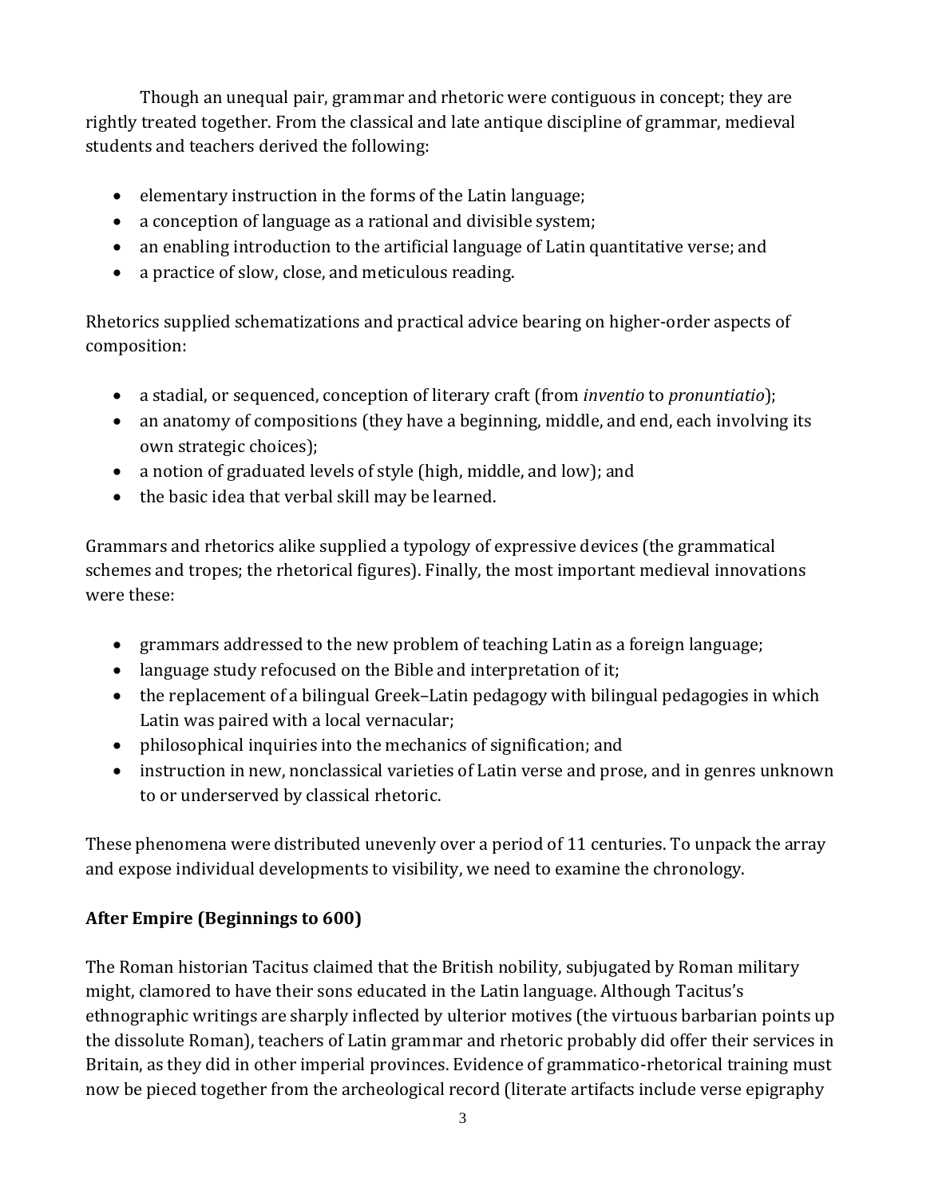Though an unequal pair, grammar and rhetoric were contiguous in concept; they are rightly treated together. From the classical and late antique discipline of grammar, medieval students and teachers derived the following:

- elementary instruction in the forms of the Latin language;
- a conception of language as a rational and divisible system;
- an enabling introduction to the artificial language of Latin quantitative verse; and
- a practice of slow, close, and meticulous reading.

Rhetorics supplied schematizations and practical advice bearing on higher-order aspects of composition:

- a stadial, or sequenced, conception of literary craft (from *inventio* to *pronuntiatio*);
- an anatomy of compositions (they have a beginning, middle, and end, each involving its own strategic choices);
- a notion of graduated levels of style (high, middle, and low); and
- the basic idea that verbal skill may be learned.

Grammars and rhetorics alike supplied a typology of expressive devices (the grammatical schemes and tropes; the rhetorical figures). Finally, the most important medieval innovations were these:

- grammars addressed to the new problem of teaching Latin as a foreign language;
- language study refocused on the Bible and interpretation of it;
- the replacement of a bilingual Greek–Latin pedagogy with bilingual pedagogies in which Latin was paired with a local vernacular;
- philosophical inquiries into the mechanics of signification; and
- instruction in new, nonclassical varieties of Latin verse and prose, and in genres unknown to or underserved by classical rhetoric.

These phenomena were distributed unevenly over a period of 11 centuries. To unpack the array and expose individual developments to visibility, we need to examine the chronology.

## After Empire (Beginnings to 600)

The Roman historian Tacitus claimed that the British nobility, subjugated by Roman military might, clamored to have their sons educated in the Latin language. Although Tacitus's ethnographic writings are sharply inflected by ulterior motives (the virtuous barbarian points up the dissolute Roman), teachers of Latin grammar and rhetoric probably did offer their services in Britain, as they did in other imperial provinces. Evidence of grammatico-rhetorical training must now be pieced together from the archeological record (literate artifacts include verse epigraphy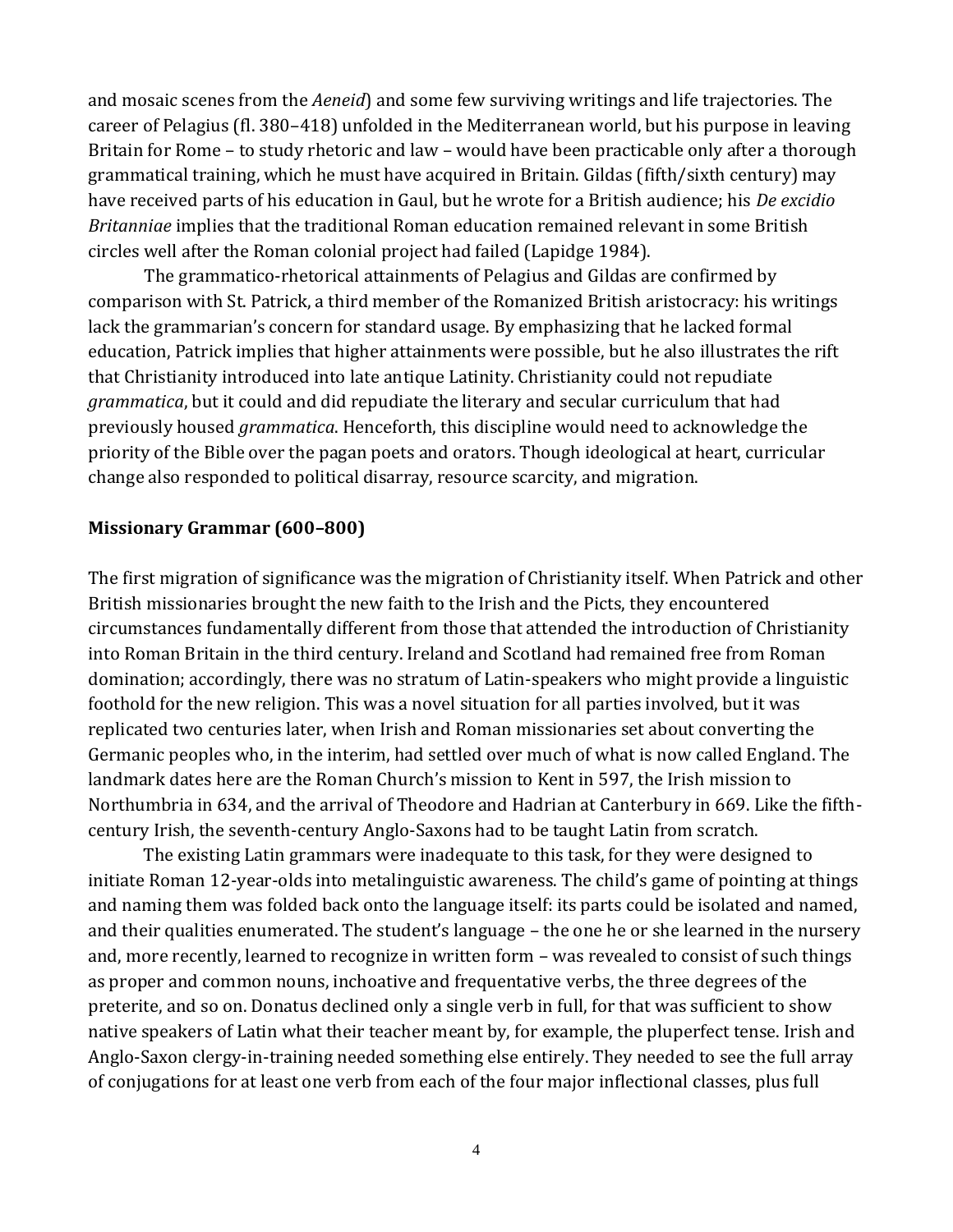and mosaic scenes from the *Aeneid*) and some few surviving writings and life trajectories. The career of Pelagius (fl. 380–418) unfolded in the Mediterranean world, but his purpose in leaving Britain for Rome – to study rhetoric and law – would have been practicable only after a thorough grammatical training, which he must have acquired in Britain. Gildas (fifth/sixth century) may have received parts of his education in Gaul, but he wrote for a British audience; his *De excidio Britanniae* implies that the traditional Roman education remained relevant in some British circles well after the Roman colonial project had failed (Lapidge 1984).

The grammatico-rhetorical attainments of Pelagius and Gildas are confirmed by comparison with St. Patrick, a third member of the Romanized British aristocracy: his writings lack the grammarian's concern for standard usage. By emphasizing that he lacked formal education, Patrick implies that higher attainments were possible, but he also illustrates the rift that Christianity introduced into late antique Latinity. Christianity could not repudiate *grammatica*, but it could and did repudiate the literary and secular curriculum that had previously housed *grammatica*. Henceforth, this discipline would need to acknowledge the priority of the Bible over the pagan poets and orators. Though ideological at heart, curricular change also responded to political disarray, resource scarcity, and migration.

**Missionary Grammar (600–800)**

The first migration of significance was the migration of Christianity itself. When Patrick and other British missionaries brought the new faith to the Irish and the Picts, they encountered circumstances fundamentally different from those that attended the introduction of Christianity into Roman Britain in the third century. Ireland and Scotland had remained free from Roman domination; accordingly, there was no stratum of Latin-speakers who might provide a linguistic foothold for the new religion. This was a novel situation for all parties involved, but it was replicated two centuries later, when Irish and Roman missionaries set about converting the Germanic peoples who, in the interim, had settled over much of what is now called England. The landmark dates here are the Roman Church's mission to Kent in 597, the Irish mission to Northumbria in 634, and the arrival of Theodore and Hadrian at Canterbury in 669. Like the fifth-century Irish, the seventh-century Anglo-Saxons had to be taught Latin from scratch.

The existing Latin grammars were inadequate to this task, for they were designed to initiate Roman 12-year-olds into metalinguistic awareness. The child's game of pointing at things and naming them was folded back onto the language itself: its parts could be isolated and named, and their qualities enumerated. The student's language – the one he or she learned in the nursery and, more recently, learned to recognize in written form – was revealed to consist of such things as proper and common nouns, inchoative and frequentative verbs, the three degrees of the preterite, and so on. Donatus declined only a single verb in full, for that was sufficient to show native speakers of Latin what their teacher meant by, for example, the pluperfect tense. Irish and Anglo-Saxon clergy-in-training needed something else entirely. They needed to see the full array of conjugations for at least one verb from each of the four major inflectional classes, plus full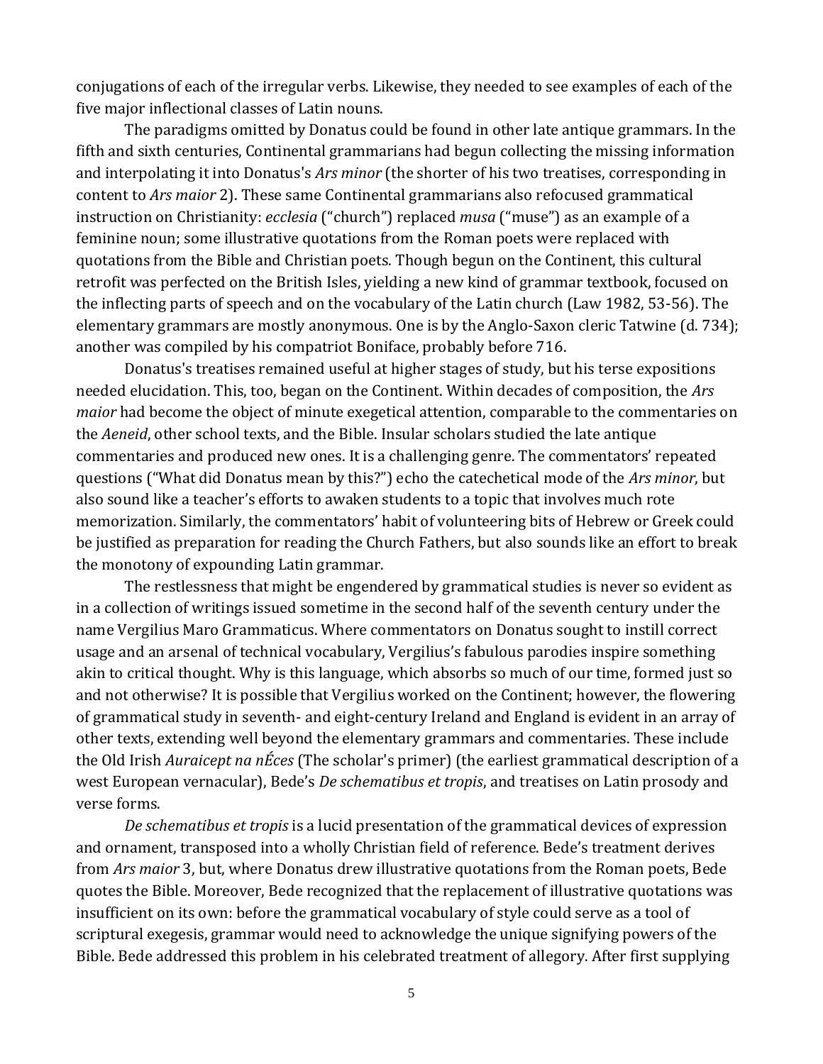conjugations of each of the irregular verbs. Likewise, they needed to see examples of each of the five major inflectional classes of Latin nouns.

The paradigms omitted by Donatus could be found in other late antique grammars. In the fifth and sixth centuries, Continental grammarians had begun collecting the missing information and interpolating it into Donatus's *Ars minor* (the shorter of his two treatises, corresponding in content to *Ars maior* 2). These same Continental grammarians also refocused grammatical instruction on Christianity: *ecclesia* ("church") replaced *musa* ("muse") as an example of a feminine noun; some illustrative quotations from the Roman poets were replaced with quotations from the Bible and Christian poets. Though begun on the Continent, this cultural retrofit was perfected on the British Isles, yielding a new kind of grammar textbook, focused on the inflecting parts of speech and on the vocabulary of the Latin church (Law 1982, 53-56). The elementary grammars are mostly anonymous. One is by the Anglo-Saxon cleric Tatwine (d. 734); another was compiled by his compatriot Boniface, probably before 716.

Donatus's treatises remained useful at higher stages of study, but his terse expositions needed elucidation. This, too, began on the Continent. Within decades of composition, the *Ars maior* had become the object of minute exegetical attention, comparable to the commentaries on the *Aeneid*, other school texts, and the Bible. Insular scholars studied the late antique commentaries and produced new ones. It is a challenging genre. The commentators' repeated questions ("What did Donatus mean by this?") echo the catechetical mode of the *Ars minor*, but also sound like a teacher's efforts to awaken students to a topic that involves much rote memorization. Similarly, the commentators' habit of volunteering bits of Hebrew or Greek could be justified as preparation for reading the Church Fathers, but also sounds like an effort to break the monotony of expounding Latin grammar.

The restlessness that might be engendered by grammatical studies is never so evident as in a collection of writings issued sometime in the second half of the seventh century under the name Vergilius Maro Grammaticus. Where commentators on Donatus sought to instill correct usage and an arsenal of technical vocabulary, Vergilius's fabulous parodies inspire something akin to critical thought. Why is this language, which absorbs so much of our time, formed just so and not otherwise? It is possible that Vergilius worked on the Continent; however, the flowering of grammatical study in seventh- and eight-century Ireland and England is evident in an array of other texts, extending well beyond the elementary grammars and commentaries. These include the Old Irish *Auraicept na nÉces* (The scholar's primer) (the earliest grammatical description of a west European vernacular), Bede's *De schematibus et tropis*, and treatises on Latin prosody and verse forms.

*De schematibus et tropis* is a lucid presentation of the grammatical devices of expression and ornament, transposed into a wholly Christian field of reference. Bede's treatment derives from *Ars maior* 3, but, where Donatus drew illustrative quotations from the Roman poets, Bede quotes the Bible. Moreover, Bede recognized that the replacement of illustrative quotations was insufficient on its own: before the grammatical vocabulary of style could serve as a tool of scriptural exegesis, grammar would need to acknowledge the unique signifying powers of the Bible. Bede addressed this problem in his celebrated treatment of allegory. After first supplying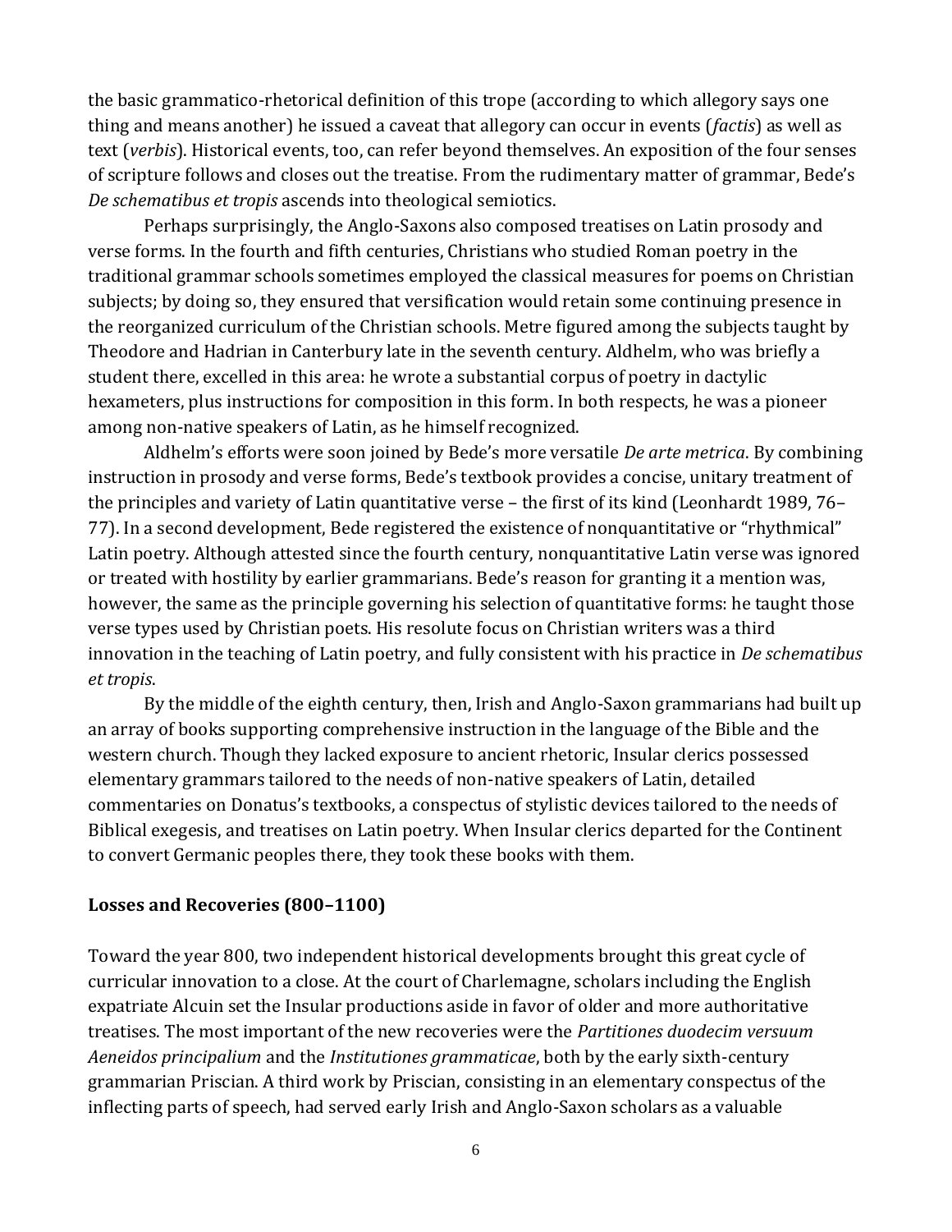the basic grammatico-rhetorical definition of this trope (according to which allegory says one thing and means another) he issued a caveat that allegory can occur in events (*factis*) as well as text (*verbis*). Historical events, too, can refer beyond themselves. An exposition of the four senses of scripture follows and closes out the treatise. From the rudimentary matter of grammar, Bede's *De schematibus et tropis* ascends into theological semiotics.

Perhaps surprisingly, the Anglo-Saxons also composed treatises on Latin prosody and verse forms. In the fourth and fifth centuries, Christians who studied Roman poetry in the traditional grammar schools sometimes employed the classical measures for poems on Christian subjects; by doing so, they ensured that versification would retain some continuing presence in the reorganized curriculum of the Christian schools. Metre figured among the subjects taught by Theodore and Hadrian in Canterbury late in the seventh century. Aldhelm, who was briefly a student there, excelled in this area: he wrote a substantial corpus of poetry in dactylic hexameters, plus instructions for composition in this form. In both respects, he was a pioneer among non-native speakers of Latin, as he himself recognized.

Aldhelm's efforts were soon joined by Bede's more versatile *De arte metrica*. By combining instruction in prosody and verse forms, Bede's textbook provides a concise, unitary treatment of the principles and variety of Latin quantitative verse – the first of its kind (Leonhardt 1989, 76–77). In a second development, Bede registered the existence of nonquantitative or "rhythmical" Latin poetry. Although attested since the fourth century, nonquantitative Latin verse was ignored or treated with hostility by earlier grammarians. Bede's reason for granting it a mention was, however, the same as the principle governing his selection of quantitative forms: he taught those verse types used by Christian poets. His resolute focus on Christian writers was a third innovation in the teaching of Latin poetry, and fully consistent with his practice in *De schematibus et tropis*.

By the middle of the eighth century, then, Irish and Anglo-Saxon grammarians had built up an array of books supporting comprehensive instruction in the language of the Bible and the western church. Though they lacked exposure to ancient rhetoric, Insular clerics possessed elementary grammars tailored to the needs of non-native speakers of Latin, detailed commentaries on Donatus's textbooks, a conspectus of stylistic devices tailored to the needs of Biblical exegesis, and treatises on Latin poetry. When Insular clerics departed for the Continent to convert Germanic peoples there, they took these books with them.

## Losses and Recoveries (800–1100)

Toward the year 800, two independent historical developments brought this great cycle of curricular innovation to a close. At the court of Charlemagne, scholars including the English expatriate Alcuin set the Insular productions aside in favor of older and more authoritative treatises. The most important of the new recoveries were the *Partitiones duodecim versuum Aeneidos principalium* and the *Institutiones grammaticae*, both by the early sixth-century grammarian Priscian. A third work by Priscian, consisting in an elementary conspectus of the inflecting parts of speech, had served early Irish and Anglo-Saxon scholars as a valuable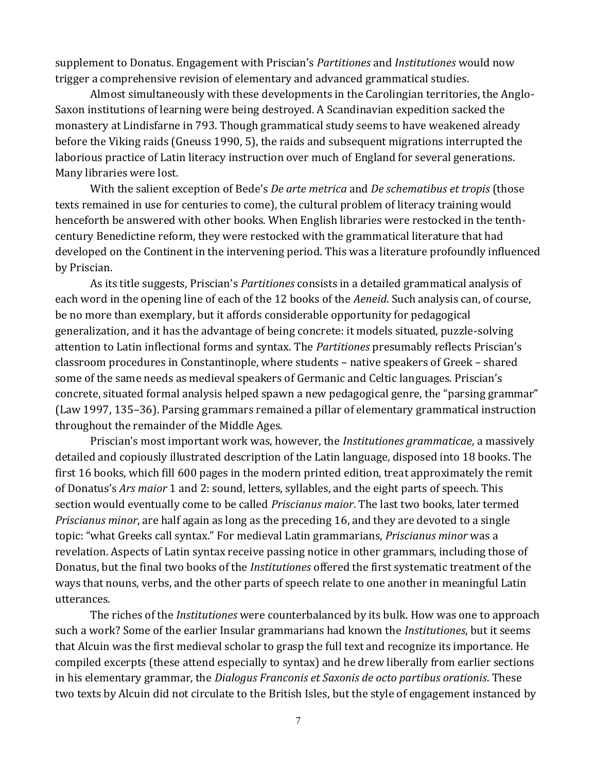supplement to Donatus. Engagement with Priscian's *Partitiones* and *Institutiones* would now trigger a comprehensive revision of elementary and advanced grammatical studies.

Almost simultaneously with these developments in the Carolingian territories, the Anglo-Saxon institutions of learning were being destroyed. A Scandinavian expedition sacked the monastery at Lindisfarne in 793. Though grammatical study seems to have weakened already before the Viking raids (Gneuss 1990, 5), the raids and subsequent migrations interrupted the laborious practice of Latin literacy instruction over much of England for several generations. Many libraries were lost.

With the salient exception of Bede's *De arte metrica* and *De schematibus et tropis* (those texts remained in use for centuries to come), the cultural problem of literacy training would henceforth be answered with other books. When English libraries were restocked in the tenth-century Benedictine reform, they were restocked with the grammatical literature that had developed on the Continent in the intervening period. This was a literature profoundly influenced by Priscian.

As its title suggests, Priscian's *Partitiones* consists in a detailed grammatical analysis of each word in the opening line of each of the 12 books of the *Aeneid*. Such analysis can, of course, be no more than exemplary, but it affords considerable opportunity for pedagogical generalization, and it has the advantage of being concrete: it models situated, puzzle-solving attention to Latin inflectional forms and syntax. The *Partitiones* presumably reflects Priscian's classroom procedures in Constantinople, where students – native speakers of Greek – shared some of the same needs as medieval speakers of Germanic and Celtic languages. Priscian's concrete, situated formal analysis helped spawn a new pedagogical genre, the "parsing grammar" (Law 1997, 135–36). Parsing grammars remained a pillar of elementary grammatical instruction throughout the remainder of the Middle Ages.

Priscian's most important work was, however, the *Institutiones grammaticae*, a massively detailed and copiously illustrated description of the Latin language, disposed into 18 books. The first 16 books, which fill 600 pages in the modern printed edition, treat approximately the remit of Donatus's *Ars maior* 1 and 2: sound, letters, syllables, and the eight parts of speech. This section would eventually come to be called *Priscianus maior*. The last two books, later termed *Priscianus minor*, are half again as long as the preceding 16, and they are devoted to a single topic: "what Greeks call syntax." For medieval Latin grammarians, *Priscianus minor* was a revelation. Aspects of Latin syntax receive passing notice in other grammars, including those of Donatus, but the final two books of the *Institutiones* offered the first systematic treatment of the ways that nouns, verbs, and the other parts of speech relate to one another in meaningful Latin utterances.

The riches of the *Institutiones* were counterbalanced by its bulk. How was one to approach such a work? Some of the earlier Insular grammarians had known the *Institutiones*, but it seems that Alcuin was the first medieval scholar to grasp the full text and recognize its importance. He compiled excerpts (these attend especially to syntax) and he drew liberally from earlier sections in his elementary grammar, the *Dialogus Franconis et Saxonis de octo partibus orationis*. These two texts by Alcuin did not circulate to the British Isles, but the style of engagement instanced by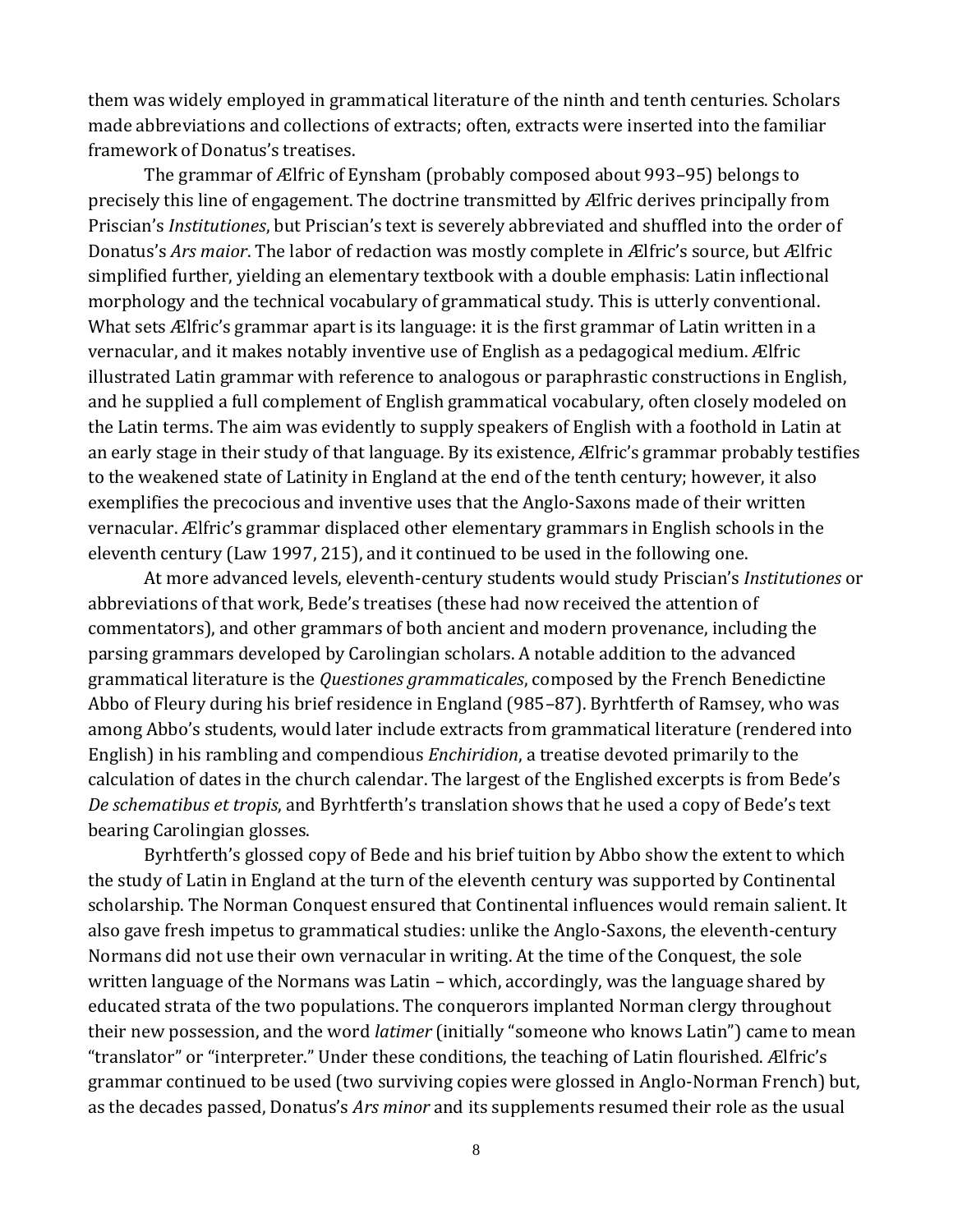them was widely employed in grammatical literature of the ninth and tenth centuries. Scholars made abbreviations and collections of extracts; often, extracts were inserted into the familiar framework of Donatus's treatises.

The grammar of Ælfric of Eynsham (probably composed about 993–95) belongs to precisely this line of engagement. The doctrine transmitted by Ælfric derives principally from Priscian's *Institutiones*, but Priscian's text is severely abbreviated and shuffled into the order of Donatus's *Ars maior*. The labor of redaction was mostly complete in Ælfric's source, but Ælfric simplified further, yielding an elementary textbook with a double emphasis: Latin inflectional morphology and the technical vocabulary of grammatical study. This is utterly conventional. What sets Ælfric's grammar apart is its language: it is the first grammar of Latin written in a vernacular, and it makes notably inventive use of English as a pedagogical medium. Ælfric illustrated Latin grammar with reference to analogous or paraphrastic constructions in English, and he supplied a full complement of English grammatical vocabulary, often closely modeled on the Latin terms. The aim was evidently to supply speakers of English with a foothold in Latin at an early stage in their study of that language. By its existence, Ælfric's grammar probably testifies to the weakened state of Latinity in England at the end of the tenth century; however, it also exemplifies the precocious and inventive uses that the Anglo-Saxons made of their written vernacular. Ælfric's grammar displaced other elementary grammars in English schools in the eleventh century (Law 1997, 215), and it continued to be used in the following one.

At more advanced levels, eleventh-century students would study Priscian's *Institutiones* or abbreviations of that work, Bede's treatises (these had now received the attention of commentators), and other grammars of both ancient and modern provenance, including the parsing grammars developed by Carolingian scholars. A notable addition to the advanced grammatical literature is the *Questiones grammaticales*, composed by the French Benedictine Abbo of Fleury during his brief residence in England (985–87). Byrhtferth of Ramsey, who was among Abbo's students, would later include extracts from grammatical literature (rendered into English) in his rambling and compendious *Enchiridion*, a treatise devoted primarily to the calculation of dates in the church calendar. The largest of the Englished excerpts is from Bede's *De schematibus et tropis*, and Byrhtferth's translation shows that he used a copy of Bede's text bearing Carolingian glosses.

Byrhtferth's glossed copy of Bede and his brief tuition by Abbo show the extent to which the study of Latin in England at the turn of the eleventh century was supported by Continental scholarship. The Norman Conquest ensured that Continental influences would remain salient. It also gave fresh impetus to grammatical studies: unlike the Anglo-Saxons, the eleventh-century Normans did not use their own vernacular in writing. At the time of the Conquest, the sole written language of the Normans was Latin – which, accordingly, was the language shared by educated strata of the two populations. The conquerors implanted Norman clergy throughout their new possession, and the word *latimer* (initially "someone who knows Latin") came to mean "translator" or "interpreter." Under these conditions, the teaching of Latin flourished. Ælfric's grammar continued to be used (two surviving copies were glossed in Anglo-Norman French) but, as the decades passed, Donatus's *Ars minor* and its supplements resumed their role as the usual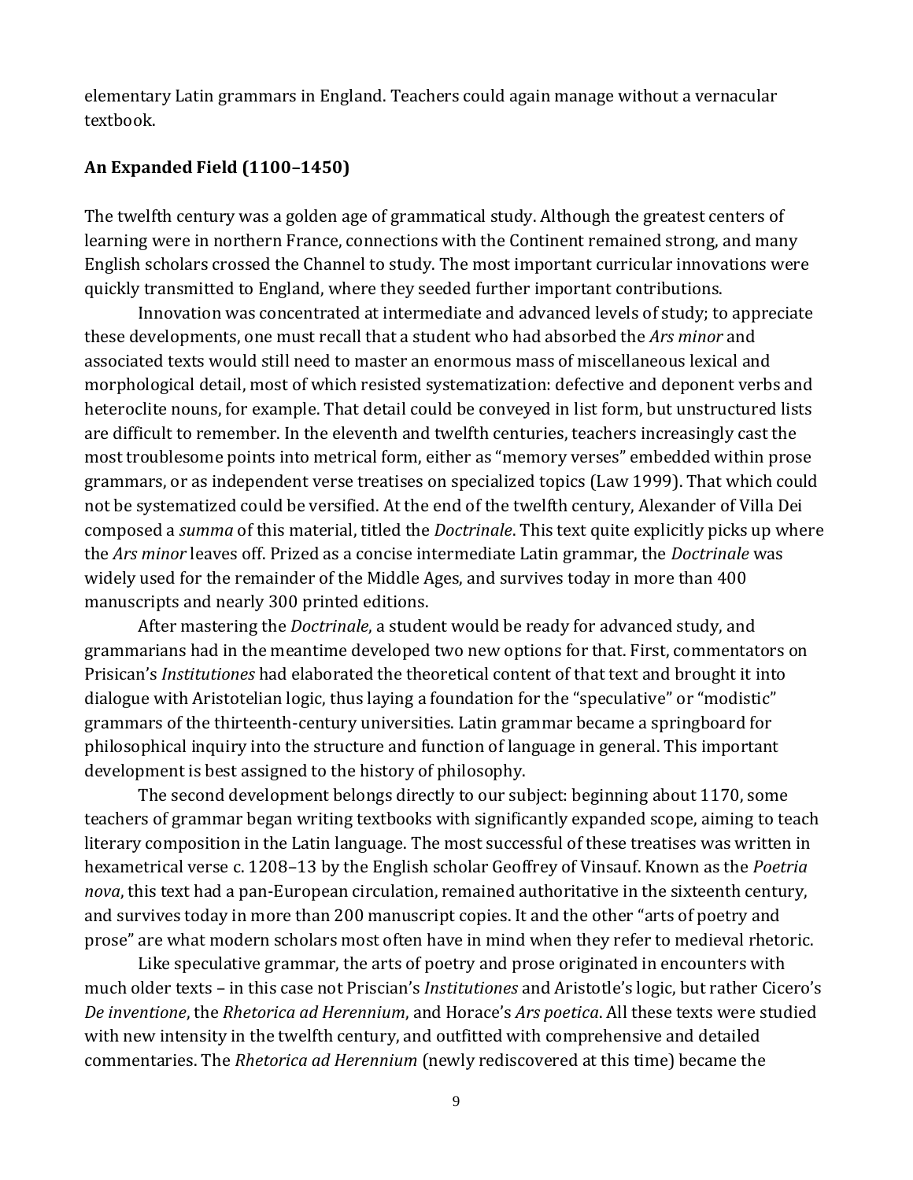elementary Latin grammars in England. Teachers could again manage without a vernacular textbook.

## An Expanded Field (1100–1450)

The twelfth century was a golden age of grammatical study. Although the greatest centers of learning were in northern France, connections with the Continent remained strong, and many English scholars crossed the Channel to study. The most important curricular innovations were quickly transmitted to England, where they seeded further important contributions.

Innovation was concentrated at intermediate and advanced levels of study; to appreciate these developments, one must recall that a student who had absorbed the *Ars minor* and associated texts would still need to master an enormous mass of miscellaneous lexical and morphological detail, most of which resisted systematization: defective and deponent verbs and heteroclite nouns, for example. That detail could be conveyed in list form, but unstructured lists are difficult to remember. In the eleventh and twelfth centuries, teachers increasingly cast the most troublesome points into metrical form, either as "memory verses" embedded within prose grammars, or as independent verse treatises on specialized topics (Law 1999). That which could not be systematized could be versified. At the end of the twelfth century, Alexander of Villa Dei composed a *summa* of this material, titled the *Doctrinale*. This text quite explicitly picks up where the *Ars minor* leaves off. Prized as a concise intermediate Latin grammar, the *Doctrinale* was widely used for the remainder of the Middle Ages, and survives today in more than 400 manuscripts and nearly 300 printed editions.

After mastering the *Doctrinale*, a student would be ready for advanced study, and grammarians had in the meantime developed two new options for that. First, commentators on Prisican's *Institutiones* had elaborated the theoretical content of that text and brought it into dialogue with Aristotelian logic, thus laying a foundation for the "speculative" or "modistic" grammars of the thirteenth-century universities. Latin grammar became a springboard for philosophical inquiry into the structure and function of language in general. This important development is best assigned to the history of philosophy.

The second development belongs directly to our subject: beginning about 1170, some teachers of grammar began writing textbooks with significantly expanded scope, aiming to teach literary composition in the Latin language. The most successful of these treatises was written in hexametrical verse c. 1208–13 by the English scholar Geoffrey of Vinsauf. Known as the *Poetria nova*, this text had a pan-European circulation, remained authoritative in the sixteenth century, and survives today in more than 200 manuscript copies. It and the other "arts of poetry and prose" are what modern scholars most often have in mind when they refer to medieval rhetoric.

Like speculative grammar, the arts of poetry and prose originated in encounters with much older texts – in this case not Priscian's *Institutiones* and Aristotle's logic, but rather Cicero's *De inventione*, the *Rhetorica ad Herennium*, and Horace's *Ars poetica*. All these texts were studied with new intensity in the twelfth century, and outfitted with comprehensive and detailed commentaries. The *Rhetorica ad Herennium* (newly rediscovered at this time) became the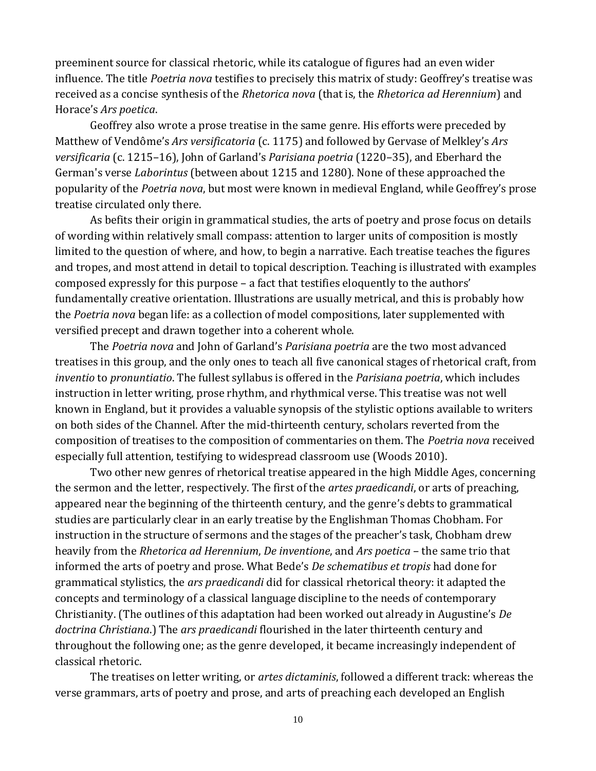preeminent source for classical rhetoric, while its catalogue of figures had an even wider influence. The title *Poetria nova* testifies to precisely this matrix of study: Geoffrey's treatise was received as a concise synthesis of the *Rhetorica nova* (that is, the *Rhetorica ad Herennium*) and Horace's *Ars poetica*.

Geoffrey also wrote a prose treatise in the same genre. His efforts were preceded by Matthew of Vendôme's *Ars versificatoria* (c. 1175) and followed by Gervase of Melkley's *Ars versificaria* (c. 1215–16), John of Garland's *Parisiana poetria* (1220–35), and Eberhard the German's verse *Laborintus* (between about 1215 and 1280). None of these approached the popularity of the *Poetria nova*, but most were known in medieval England, while Geoffrey's prose treatise circulated only there.

As befits their origin in grammatical studies, the arts of poetry and prose focus on details of wording within relatively small compass: attention to larger units of composition is mostly limited to the question of where, and how, to begin a narrative. Each treatise teaches the figures and tropes, and most attend in detail to topical description. Teaching is illustrated with examples composed expressly for this purpose – a fact that testifies eloquently to the authors' fundamentally creative orientation. Illustrations are usually metrical, and this is probably how the *Poetria nova* began life: as a collection of model compositions, later supplemented with versified precept and drawn together into a coherent whole.

The *Poetria nova* and John of Garland's *Parisiana poetria* are the two most advanced treatises in this group, and the only ones to teach all five canonical stages of rhetorical craft, from *inventio* to *pronuntiatio*. The fullest syllabus is offered in the *Parisiana poetria*, which includes instruction in letter writing, prose rhythm, and rhythmical verse. This treatise was not well known in England, but it provides a valuable synopsis of the stylistic options available to writers on both sides of the Channel. After the mid-thirteenth century, scholars reverted from the composition of treatises to the composition of commentaries on them. The *Poetria nova* received especially full attention, testifying to widespread classroom use (Woods 2010).

Two other new genres of rhetorical treatise appeared in the high Middle Ages, concerning the sermon and the letter, respectively. The first of the *artes praedicandi*, or arts of preaching, appeared near the beginning of the thirteenth century, and the genre's debts to grammatical studies are particularly clear in an early treatise by the Englishman Thomas Chobham. For instruction in the structure of sermons and the stages of the preacher's task, Chobham drew heavily from the *Rhetorica ad Herennium*, *De inventione*, and *Ars poetica* – the same trio that informed the arts of poetry and prose. What Bede's *De schematibus et tropis* had done for grammatical stylistics, the *ars praedicandi* did for classical rhetorical theory: it adapted the concepts and terminology of a classical language discipline to the needs of contemporary Christianity. (The outlines of this adaptation had been worked out already in Augustine's *De doctrina Christiana*.) The *ars praedicandi* flourished in the later thirteenth century and throughout the following one; as the genre developed, it became increasingly independent of classical rhetoric.

The treatises on letter writing, or *artes dictaminis*, followed a different track: whereas the verse grammars, arts of poetry and prose, and arts of preaching each developed an English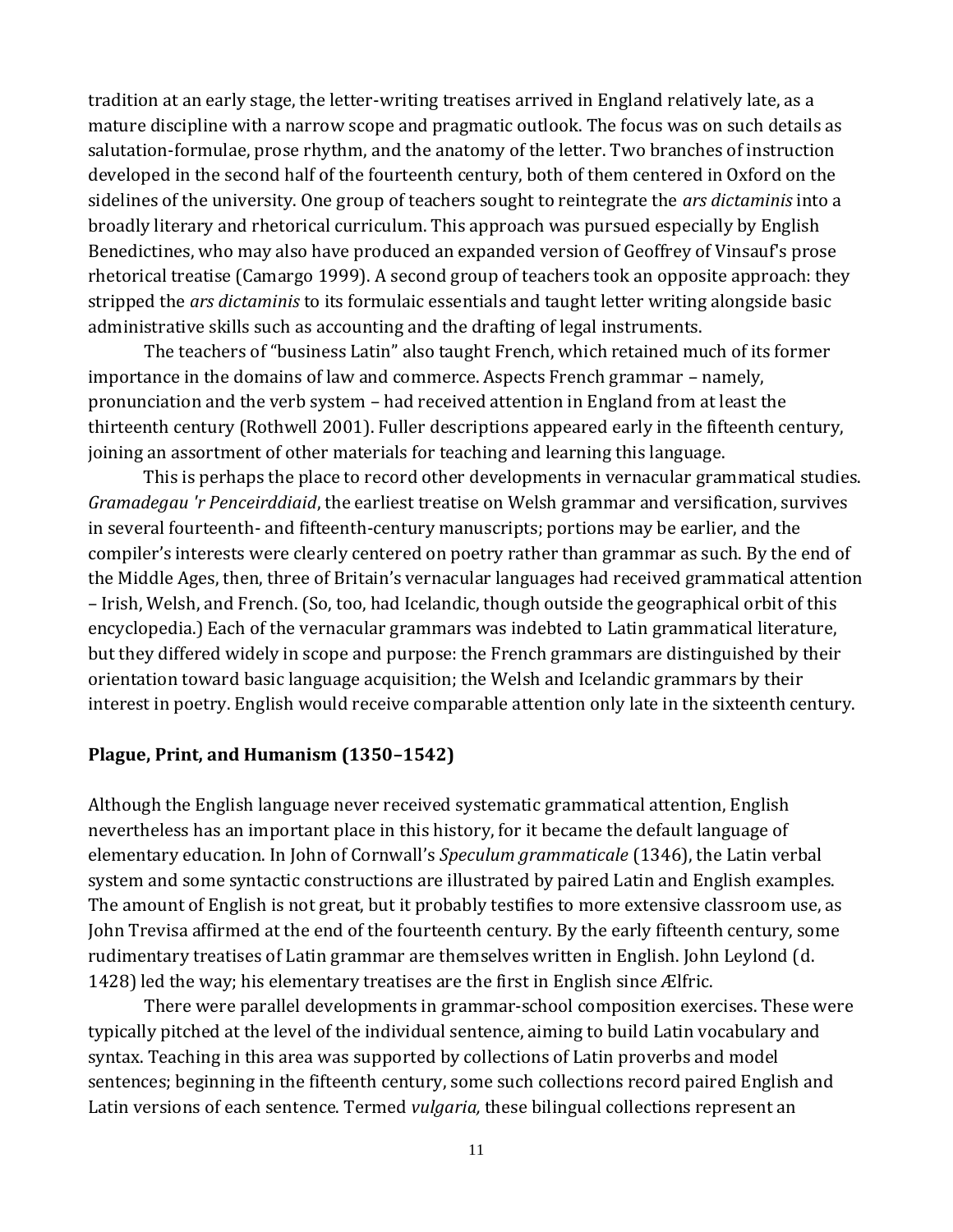tradition at an early stage, the letter-writing treatises arrived in England relatively late, as a mature discipline with a narrow scope and pragmatic outlook. The focus was on such details as salutation-formulae, prose rhythm, and the anatomy of the letter. Two branches of instruction developed in the second half of the fourteenth century, both of them centered in Oxford on the sidelines of the university. One group of teachers sought to reintegrate the *ars dictaminis* into a broadly literary and rhetorical curriculum. This approach was pursued especially by English Benedictines, who may also have produced an expanded version of Geoffrey of Vinsauf's prose rhetorical treatise (Camargo 1999). A second group of teachers took an opposite approach: they stripped the *ars dictaminis* to its formulaic essentials and taught letter writing alongside basic administrative skills such as accounting and the drafting of legal instruments.

The teachers of "business Latin" also taught French, which retained much of its former importance in the domains of law and commerce. Aspects French grammar – namely, pronunciation and the verb system – had received attention in England from at least the thirteenth century (Rothwell 2001). Fuller descriptions appeared early in the fifteenth century, joining an assortment of other materials for teaching and learning this language.

This is perhaps the place to record other developments in vernacular grammatical studies. *Gramadegau 'r Penceirddiaid*, the earliest treatise on Welsh grammar and versification, survives in several fourteenth- and fifteenth-century manuscripts; portions may be earlier, and the compiler's interests were clearly centered on poetry rather than grammar as such. By the end of the Middle Ages, then, three of Britain's vernacular languages had received grammatical attention – Irish, Welsh, and French. (So, too, had Icelandic, though outside the geographical orbit of this encyclopedia.) Each of the vernacular grammars was indebted to Latin grammatical literature, but they differed widely in scope and purpose: the French grammars are distinguished by their orientation toward basic language acquisition; the Welsh and Icelandic grammars by their interest in poetry. English would receive comparable attention only late in the sixteenth century.

## Plague, Print, and Humanism (1350–1542)

Although the English language never received systematic grammatical attention, English nevertheless has an important place in this history, for it became the default language of elementary education. In John of Cornwall's *Speculum grammaticale* (1346), the Latin verbal system and some syntactic constructions are illustrated by paired Latin and English examples. The amount of English is not great, but it probably testifies to more extensive classroom use, as John Trevisa affirmed at the end of the fourteenth century. By the early fifteenth century, some rudimentary treatises of Latin grammar are themselves written in English. John Leylond (d. 1428) led the way; his elementary treatises are the first in English since Ælfric.

There were parallel developments in grammar-school composition exercises. These were typically pitched at the level of the individual sentence, aiming to build Latin vocabulary and syntax. Teaching in this area was supported by collections of Latin proverbs and model sentences; beginning in the fifteenth century, some such collections record paired English and Latin versions of each sentence. Termed *vulgaria,* these bilingual collections represent an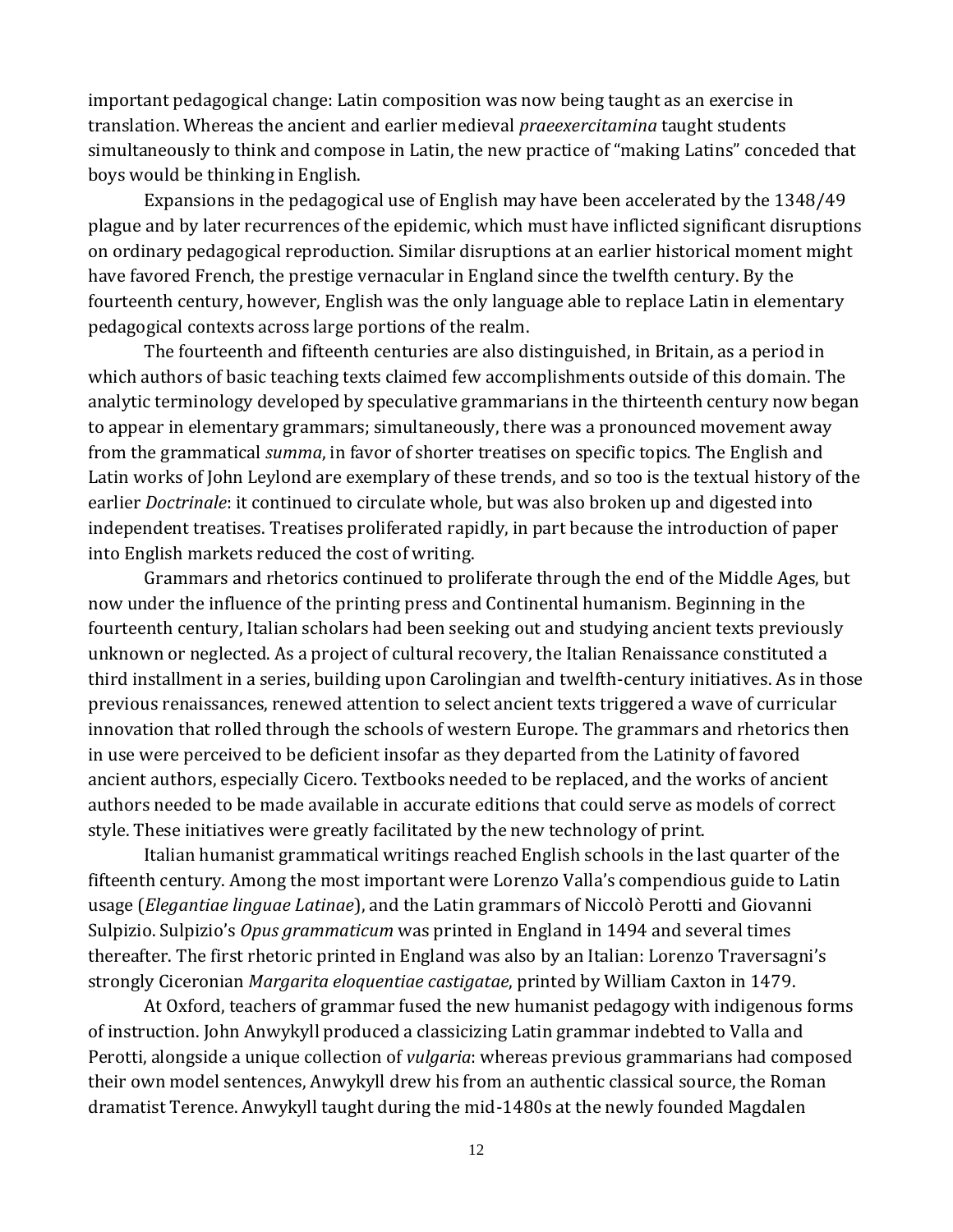important pedagogical change: Latin composition was now being taught as an exercise in translation. Whereas the ancient and earlier medieval *praeexercitamina* taught students simultaneously to think and compose in Latin, the new practice of "making Latins" conceded that boys would be thinking in English.

Expansions in the pedagogical use of English may have been accelerated by the 1348/49 plague and by later recurrences of the epidemic, which must have inflicted significant disruptions on ordinary pedagogical reproduction. Similar disruptions at an earlier historical moment might have favored French, the prestige vernacular in England since the twelfth century. By the fourteenth century, however, English was the only language able to replace Latin in elementary pedagogical contexts across large portions of the realm.

The fourteenth and fifteenth centuries are also distinguished, in Britain, as a period in which authors of basic teaching texts claimed few accomplishments outside of this domain. The analytic terminology developed by speculative grammarians in the thirteenth century now began to appear in elementary grammars; simultaneously, there was a pronounced movement away from the grammatical *summa*, in favor of shorter treatises on specific topics. The English and Latin works of John Leylond are exemplary of these trends, and so too is the textual history of the earlier *Doctrinale*: it continued to circulate whole, but was also broken up and digested into independent treatises. Treatises proliferated rapidly, in part because the introduction of paper into English markets reduced the cost of writing.

Grammars and rhetorics continued to proliferate through the end of the Middle Ages, but now under the influence of the printing press and Continental humanism. Beginning in the fourteenth century, Italian scholars had been seeking out and studying ancient texts previously unknown or neglected. As a project of cultural recovery, the Italian Renaissance constituted a third installment in a series, building upon Carolingian and twelfth-century initiatives. As in those previous renaissances, renewed attention to select ancient texts triggered a wave of curricular innovation that rolled through the schools of western Europe. The grammars and rhetorics then in use were perceived to be deficient insofar as they departed from the Latinity of favored ancient authors, especially Cicero. Textbooks needed to be replaced, and the works of ancient authors needed to be made available in accurate editions that could serve as models of correct style. These initiatives were greatly facilitated by the new technology of print.

Italian humanist grammatical writings reached English schools in the last quarter of the fifteenth century. Among the most important were Lorenzo Valla's compendious guide to Latin usage (*Elegantiae linguae Latinae*), and the Latin grammars of Niccolò Perotti and Giovanni Sulpizio. Sulpizio's *Opus grammaticum* was printed in England in 1494 and several times thereafter. The first rhetoric printed in England was also by an Italian: Lorenzo Traversagni's strongly Ciceronian *Margarita eloquentiae castigatae*, printed by William Caxton in 1479.

At Oxford, teachers of grammar fused the new humanist pedagogy with indigenous forms of instruction. John Anwykyll produced a classicizing Latin grammar indebted to Valla and Perotti, alongside a unique collection of *vulgaria*: whereas previous grammarians had composed their own model sentences, Anwykyll drew his from an authentic classical source, the Roman dramatist Terence. Anwykyll taught during the mid-1480s at the newly founded Magdalen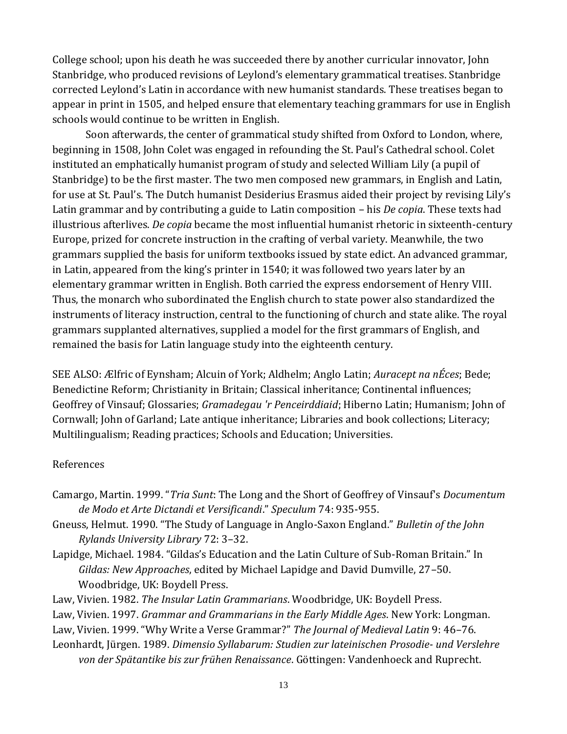College school; upon his death he was succeeded there by another curricular innovator, John Stanbridge, who produced revisions of Leylond's elementary grammatical treatises. Stanbridge corrected Leylond's Latin in accordance with new humanist standards. These treatises began to appear in print in 1505, and helped ensure that elementary teaching grammars for use in English schools would continue to be written in English.

Soon afterwards, the center of grammatical study shifted from Oxford to London, where, beginning in 1508, John Colet was engaged in refounding the St. Paul's Cathedral school. Colet instituted an emphatically humanist program of study and selected William Lily (a pupil of Stanbridge) to be the first master. The two men composed new grammars, in English and Latin, for use at St. Paul's. The Dutch humanist Desiderius Erasmus aided their project by revising Lily's Latin grammar and by contributing a guide to Latin composition – his *De copia*. These texts had illustrious afterlives. *De copia* became the most influential humanist rhetoric in sixteenth-century Europe, prized for concrete instruction in the crafting of verbal variety. Meanwhile, the two grammars supplied the basis for uniform textbooks issued by state edict. An advanced grammar, in Latin, appeared from the king's printer in 1540; it was followed two years later by an elementary grammar written in English. Both carried the express endorsement of Henry VIII. Thus, the monarch who subordinated the English church to state power also standardized the instruments of literacy instruction, central to the functioning of church and state alike. The royal grammars supplanted alternatives, supplied a model for the first grammars of English, and remained the basis for Latin language study into the eighteenth century.

SEE ALSO: Ælfric of Eynsham; Alcuin of York; Aldhelm; Anglo Latin; *Auracept na nÉces*; Bede; Benedictine Reform; Christianity in Britain; Classical inheritance; Continental influences; Geoffrey of Vinsauf; Glossaries; *Gramadegau 'r Penceirddiaid*; Hiberno Latin; Humanism; John of Cornwall; John of Garland; Late antique inheritance; Libraries and book collections; Literacy; Multilingualism; Reading practices; Schools and Education; Universities.

References

Camargo, Martin. 1999. "*Tria Sunt*: The Long and the Short of Geoffrey of Vinsauf's *Documentum de Modo et Arte Dictandi et Versificandi*." *Speculum* 74: 935-955.

Gneuss, Helmut. 1990. "The Study of Language in Anglo-Saxon England." *Bulletin of the John Rylands University Library* 72: 3–32.

Lapidge, Michael. 1984. "Gildas's Education and the Latin Culture of Sub-Roman Britain." In *Gildas: New Approaches*, edited by Michael Lapidge and David Dumville, 27–50. Woodbridge, UK: Boydell Press.

Law, Vivien. 1982. *The Insular Latin Grammarians*. Woodbridge, UK: Boydell Press.

Law, Vivien. 1997. *Grammar and Grammarians in the Early Middle Ages*. New York: Longman.

Law, Vivien. 1999. "Why Write a Verse Grammar?" *The Journal of Medieval Latin* 9: 46–76.

Leonhardt, Jürgen. 1989. *Dimensio Syllabarum: Studien zur lateinischen Prosodie- und Verslehre von der Spätantike bis zur frühen Renaissance*. Göttingen: Vandenhoeck and Ruprecht.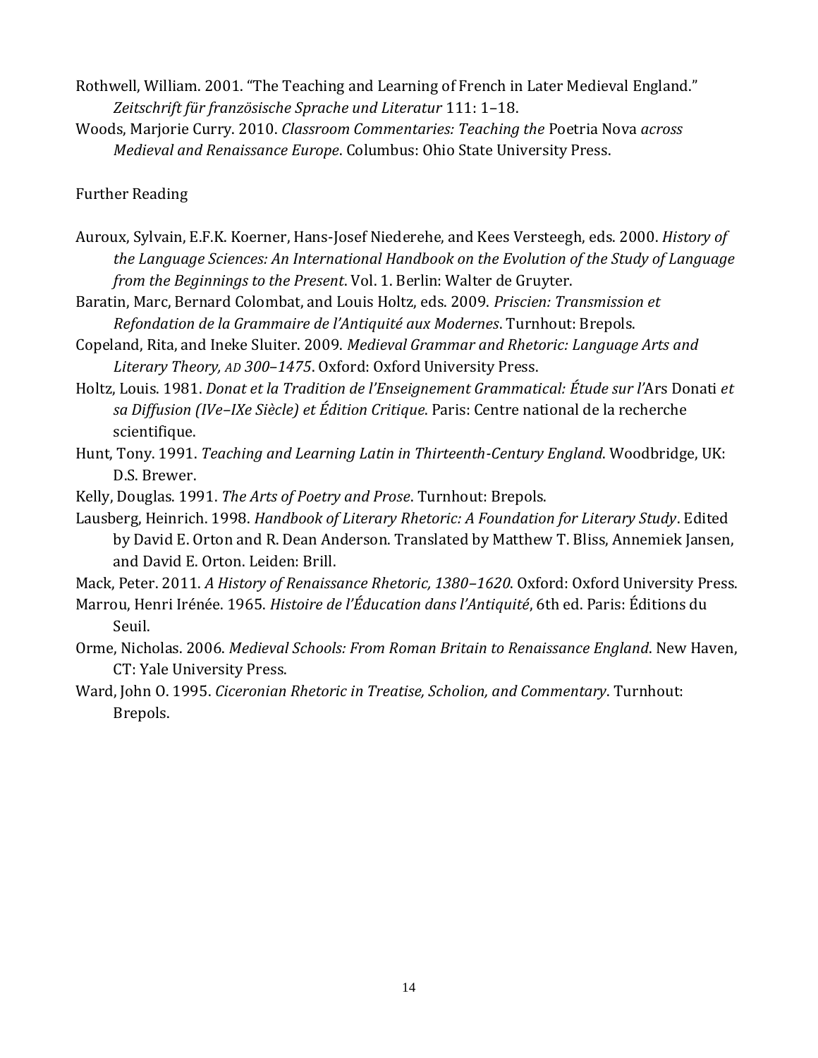Rothwell, William. 2001. "The Teaching and Learning of French in Later Medieval England." *Zeitschrift für französische Sprache und Literatur* 111: 1–18.

Woods, Marjorie Curry. 2010. *Classroom Commentaries: Teaching the* Poetria Nova *across Medieval and Renaissance Europe*. Columbus: Ohio State University Press.

Further Reading

Auroux, Sylvain, E.F.K. Koerner, Hans-Josef Niederehe, and Kees Versteegh, eds. 2000. *History of the Language Sciences: An International Handbook on the Evolution of the Study of Language from the Beginnings to the Present*. Vol. 1. Berlin: Walter de Gruyter.

Baratin, Marc, Bernard Colombat, and Louis Holtz, eds. 2009. *Priscien: Transmission et Refondation de la Grammaire de l'Antiquité aux Modernes*. Turnhout: Brepols.

Copeland, Rita, and Ineke Sluiter. 2009. *Medieval Grammar and Rhetoric: Language Arts and Literary Theory, AD 300–1475*. Oxford: Oxford University Press.

Holtz, Louis. 1981. *Donat et la Tradition de l'Enseignement Grammatical: Étude sur l'*Ars Donati *et sa Diffusion (IVe–IXe Siècle) et Édition Critique*. Paris: Centre national de la recherche scientifique.

Hunt, Tony. 1991. *Teaching and Learning Latin in Thirteenth-Century England*. Woodbridge, UK: D.S. Brewer.

Kelly, Douglas. 1991. *The Arts of Poetry and Prose*. Turnhout: Brepols.

Lausberg, Heinrich. 1998. *Handbook of Literary Rhetoric: A Foundation for Literary Study*. Edited by David E. Orton and R. Dean Anderson. Translated by Matthew T. Bliss, Annemiek Jansen, and David E. Orton. Leiden: Brill.

Mack, Peter. 2011. *A History of Renaissance Rhetoric, 1380–1620*. Oxford: Oxford University Press.

Marrou, Henri Irénée. 1965. *Histoire de l'Éducation dans l'Antiquité*, 6th ed. Paris: Éditions du Seuil.

Orme, Nicholas. 2006. *Medieval Schools: From Roman Britain to Renaissance England*. New Haven, CT: Yale University Press.

Ward, John O. 1995. *Ciceronian Rhetoric in Treatise, Scholion, and Commentary*. Turnhout: Brepols.